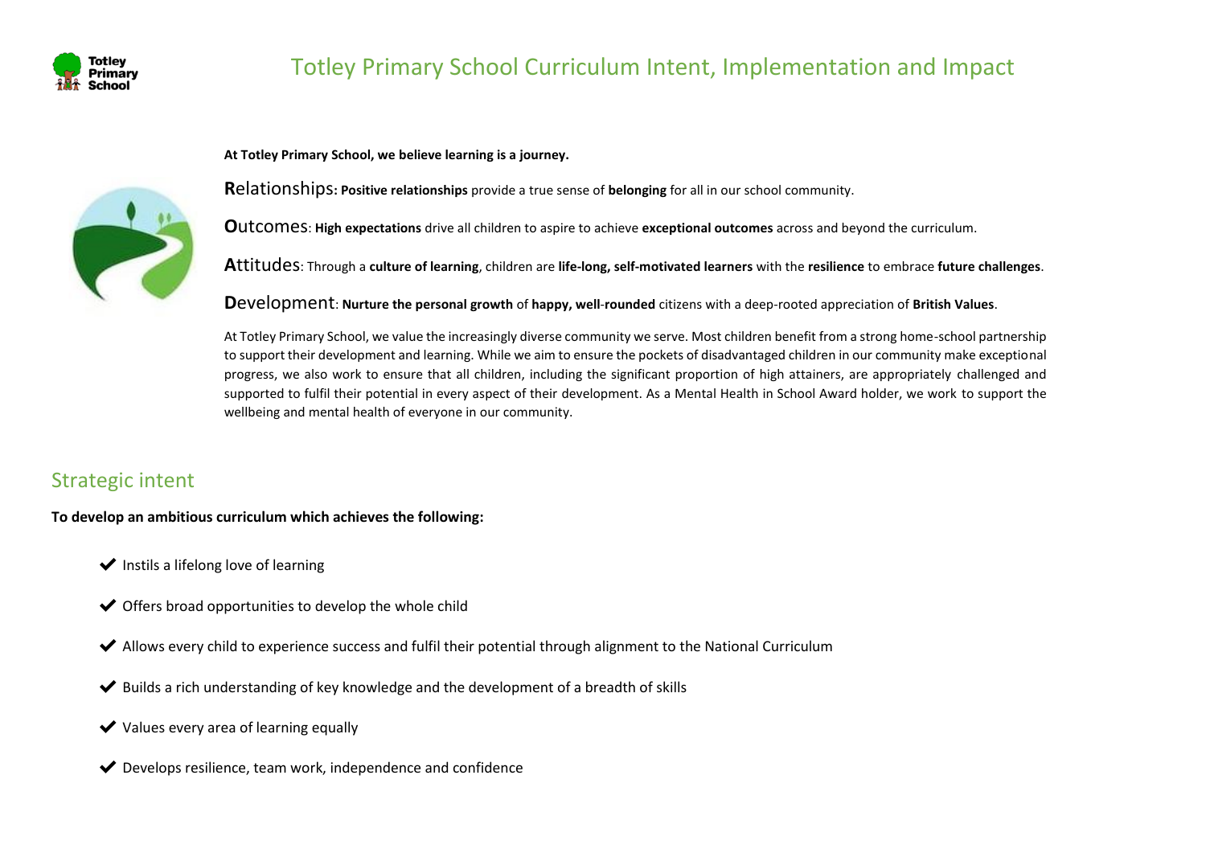# Totley Primary School Curriculum Intent, Implementation and Impact

**At Totley Primary School, we believe learning is a journey.**

**R**elationships: **Positive relationships** provide a true sense of **belonging** for all in our school community.

**O**utcomes: **High expectations** drive all children to aspire to achieve **exceptional outcomes** across and beyond the curriculum.

**A**ttitudes: Through a **culture of learning**, children are **life-long, self-motivated learners** with the **resilience** to embrace **future challenges**.

**D**evelopment: **Nurture the personal growth** of **happy, well-rounded** citizens with a deep-rooted appreciation of **British Values**.

At Totley Primary School, we value the increasingly diverse community we serve. Most children benefit from a strong home-school partnership to support their development and learning. While we aim to ensure the pockets of disadvantaged children in our community make exceptional progress, we also work to ensure that all children, including the significant proportion of high attainers, are appropriately challenged and supported to fulfil their potential in every aspect of their development. As a Mental Health in School Award holder, we work to support the wellbeing and mental health of everyone in our community.

## Strategic intent

**To develop an ambitious curriculum which achieves the following:**

- ✔ Instils a lifelong love of learning
- ✔ Offers broad opportunities to develop the whole child
- ✔ Allows every child to experience success and fulfil their potential through alignment to the National Curriculum
- ✔ Builds a rich understanding of key knowledge and the development of a breadth of skills
- ✔ Values every area of learning equally
- ✔ Develops resilience, team work, independence and confidence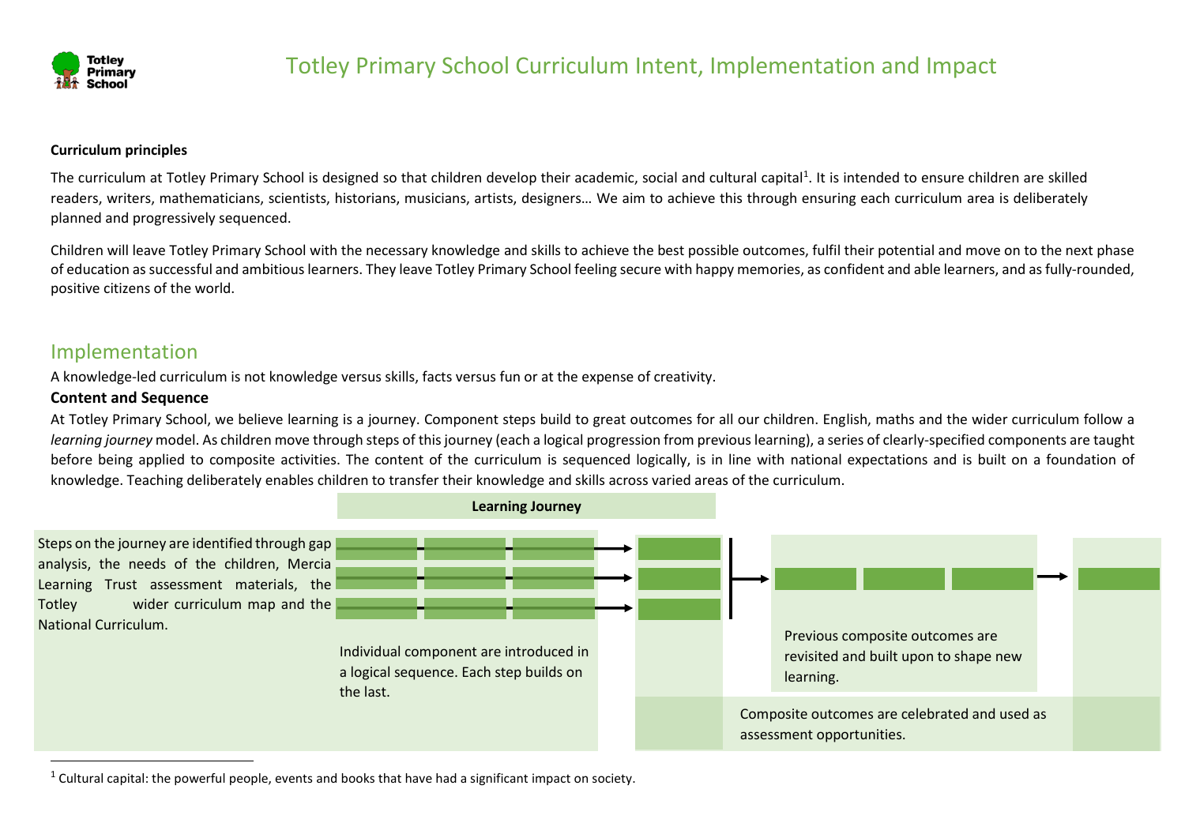# Totley Primary School Curriculum Intent, Implementation and Impact

**Curriculum principles**

The curriculum at Totley Primary School is designed so that children develop their academic, social and cultural capital[1]. It is intended to ensure children are skilled readers, writers, mathematicians, scientists, historians, musicians, artists, designers… We aim to achieve this through ensuring each curriculum area is deliberately planned and progressively sequenced.

Children will leave Totley Primary School with the necessary knowledge and skills to achieve the best possible outcomes, fulfil their potential and move on to the next phase of education as successful and ambitious learners. They leave Totley Primary School feeling secure with happy memories, as confident and able learners, and as fully-rounded, positive citizens of the world.

## Implementation

A knowledge-led curriculum is not knowledge versus skills, facts versus fun or at the expense of creativity.

### Content and Sequence

At Totley Primary School, we believe learning is a journey. Component steps build to great outcomes for all our children. English, maths and the wider curriculum follow a *learning journey* model. As children move through steps of this journey (each a logical progression from previous learning), a series of clearly-specified components are taught before being applied to composite activities. The content of the curriculum is sequenced logically, is in line with national expectations and is built on a foundation of knowledge. Teaching deliberately enables children to transfer their knowledge and skills across varied areas of the curriculum.

**Learning Journey**

Steps on the journey are identified through gap analysis, the needs of the children, Mercia Learning Trust assessment materials, the Totley wider curriculum map and the National Curriculum.

Individual component are introduced in a logical sequence. Each step builds on the last.

Previous composite outcomes are revisited and built upon to shape new learning.

Composite outcomes are celebrated and used as assessment opportunities.

[1] Cultural capital: the powerful people, events and books that have had a significant impact on society.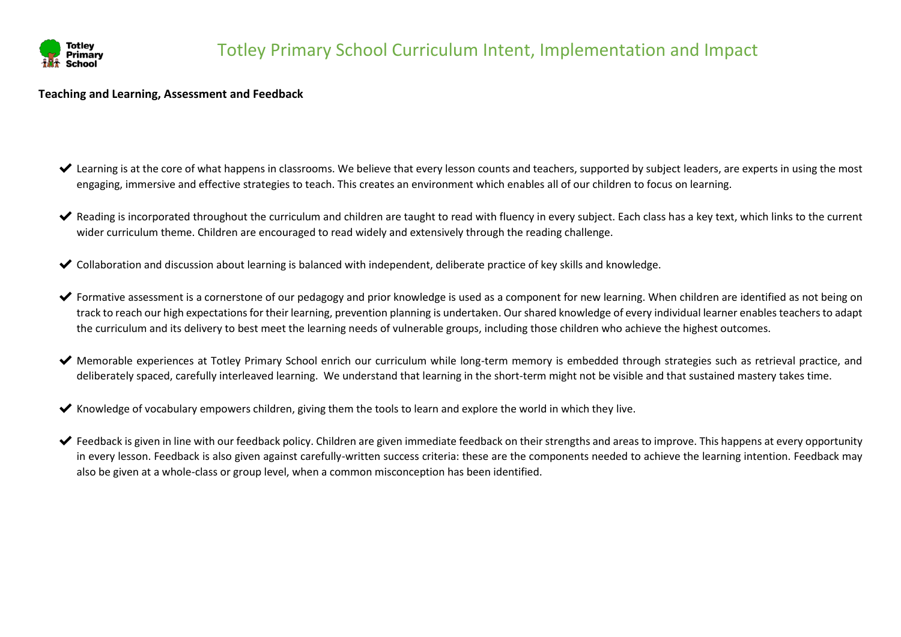# Totley Primary School Curriculum Intent, Implementation and Impact

**Teaching and Learning, Assessment and Feedback**

- ✔ Learning is at the core of what happens in classrooms. We believe that every lesson counts and teachers, supported by subject leaders, are experts in using the most engaging, immersive and effective strategies to teach. This creates an environment which enables all of our children to focus on learning.

- ✔ Reading is incorporated throughout the curriculum and children are taught to read with fluency in every subject. Each class has a key text, which links to the current wider curriculum theme. Children are encouraged to read widely and extensively through the reading challenge.

- ✔ Collaboration and discussion about learning is balanced with independent, deliberate practice of key skills and knowledge.

- ✔ Formative assessment is a cornerstone of our pedagogy and prior knowledge is used as a component for new learning. When children are identified as not being on track to reach our high expectations for their learning, prevention planning is undertaken. Our shared knowledge of every individual learner enables teachers to adapt the curriculum and its delivery to best meet the learning needs of vulnerable groups, including those children who achieve the highest outcomes.

- ✔ Memorable experiences at Totley Primary School enrich our curriculum while long-term memory is embedded through strategies such as retrieval practice, and deliberately spaced, carefully interleaved learning. We understand that learning in the short-term might not be visible and that sustained mastery takes time.

- ✔ Knowledge of vocabulary empowers children, giving them the tools to learn and explore the world in which they live.

- ✔ Feedback is given in line with our feedback policy. Children are given immediate feedback on their strengths and areas to improve. This happens at every opportunity in every lesson. Feedback is also given against carefully-written success criteria: these are the components needed to achieve the learning intention. Feedback may also be given at a whole-class or group level, when a common misconception has been identified.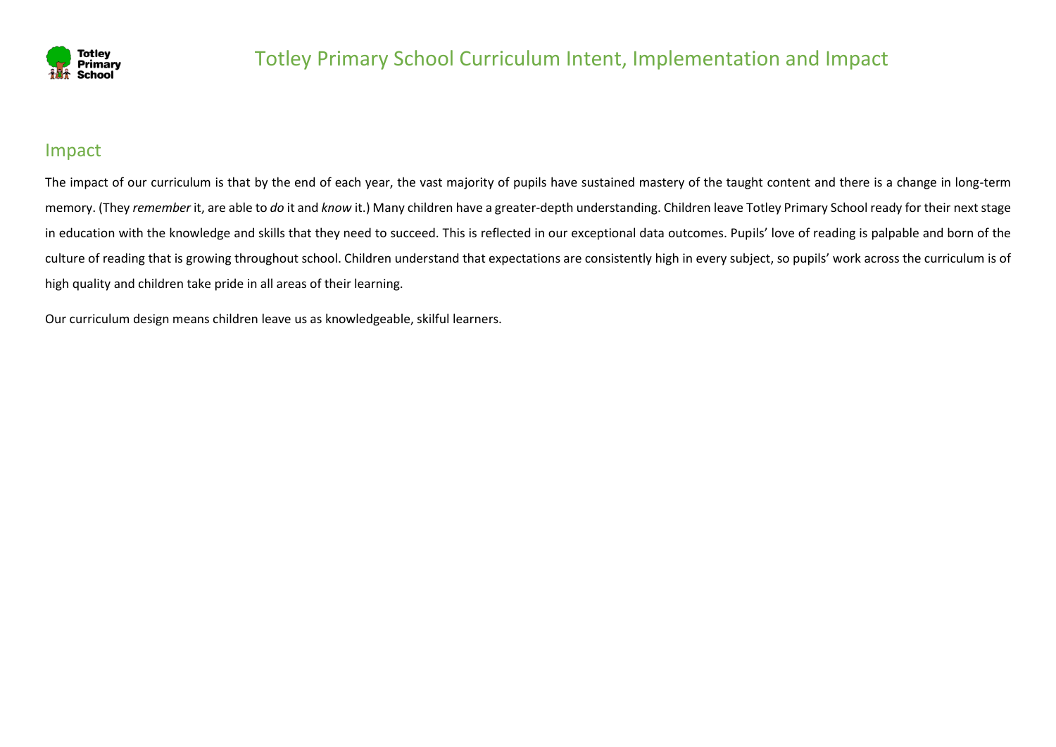## Impact

The impact of our curriculum is that by the end of each year, the vast majority of pupils have sustained mastery of the taught content and there is a change in long-term memory. (They *remember* it, are able to *do* it and *know* it.) Many children have a greater-depth understanding. Children leave Totley Primary School ready for their next stage in education with the knowledge and skills that they need to succeed. This is reflected in our exceptional data outcomes. Pupils' love of reading is palpable and born of the culture of reading that is growing throughout school. Children understand that expectations are consistently high in every subject, so pupils' work across the curriculum is of high quality and children take pride in all areas of their learning.

Our curriculum design means children leave us as knowledgeable, skilful learners.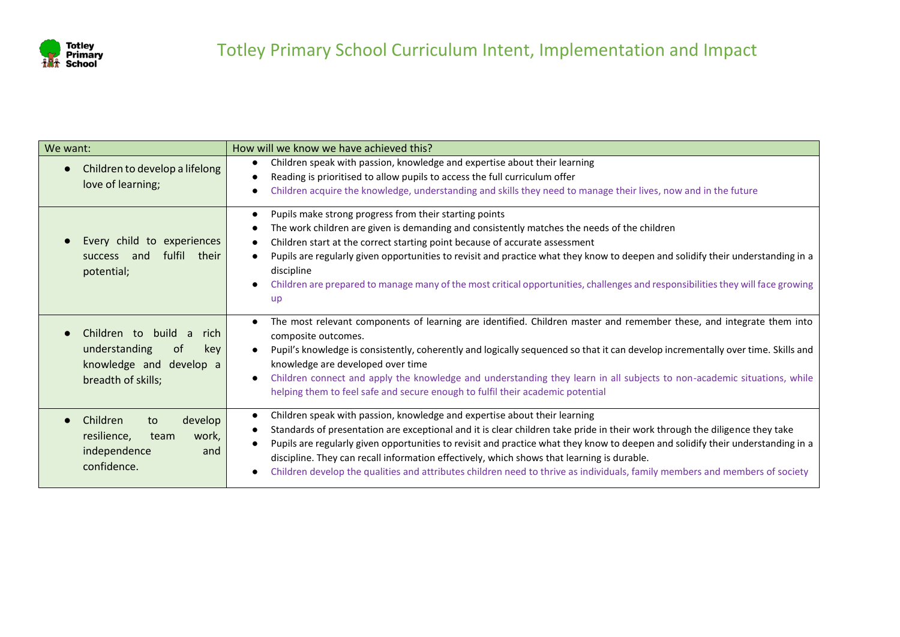# Totley Primary School Curriculum Intent, Implementation and Impact

| We want: | How will we know we have achieved this? |
| --- | --- |
| • Children to develop a lifelong love of learning; | • Children speak with passion, knowledge and expertise about their learning<br>• Reading is prioritised to allow pupils to access the full curriculum offer<br>• Children acquire the knowledge, understanding and skills they need to manage their lives, now and in the future |
| • Every child to experiences success and fulfil their potential; | • Pupils make strong progress from their starting points<br>• The work children are given is demanding and consistently matches the needs of the children<br>• Children start at the correct starting point because of accurate assessment<br>• Pupils are regularly given opportunities to revisit and practice what they know to deepen and solidify their understanding in a discipline<br>• Children are prepared to manage many of the most critical opportunities, challenges and responsibilities they will face growing up |
| • Children to build a rich understanding of key knowledge and develop a breadth of skills; | • The most relevant components of learning are identified. Children master and remember these, and integrate them into composite outcomes.<br>• Pupil's knowledge is consistently, coherently and logically sequenced so that it can develop incrementally over time. Skills and knowledge are developed over time<br>• Children connect and apply the knowledge and understanding they learn in all subjects to non-academic situations, while helping them to feel safe and secure enough to fulfil their academic potential |
| • Children to develop resilience, team work, independence and confidence. | • Children speak with passion, knowledge and expertise about their learning<br>• Standards of presentation are exceptional and it is clear children take pride in their work through the diligence they take<br>• Pupils are regularly given opportunities to revisit and practice what they know to deepen and solidify their understanding in a discipline. They can recall information effectively, which shows that learning is durable.<br>• Children develop the qualities and attributes children need to thrive as individuals, family members and members of society |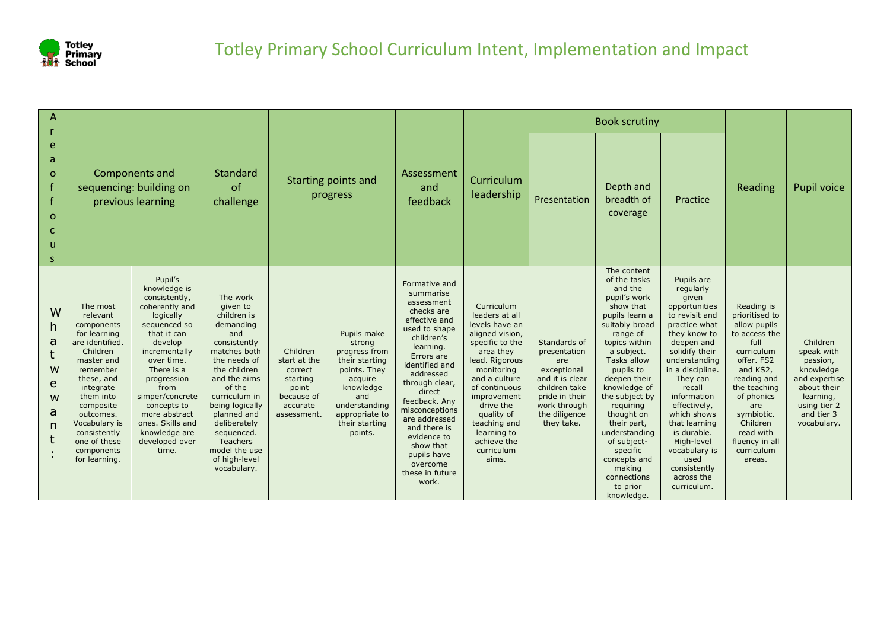# Totley Primary School Curriculum Intent, Implementation and Impact

| Area of focus | Components and sequencing: building on previous learning | | Standard of challenge | Starting points and progress | | Assessment and feedback | Curriculum leadership | Book scrutiny | | | Reading | Pupil voice |
|---|---|---|---|---|---|---|---|---|---|---|---|---|
| | | | | | | | | Presentation | Depth and breadth of coverage | Practice | | |
| What we want: | The most relevant components for learning are identified. Children master and remember these, and integrate them into composite outcomes. Vocabulary is consistently one of these components for learning. | Pupil's knowledge is consistently, coherently and logically sequenced so that it can develop incrementally over time. There is a progression from simper/concrete concepts to more abstract ones. Skills and knowledge are developed over time. | The work given to children is demanding and consistently matches both the needs of the children and the aims of the curriculum in being logically planned and deliberately sequenced. Teachers model the use of high-level vocabulary. | Children start at the correct starting point because of accurate assessment. | Pupils make strong progress from their starting points. They acquire knowledge and understanding appropriate to their starting points. | Formative and summarise assessment checks are effective and used to shape children's learning. Errors are identified and addressed through clear, direct feedback. Any misconceptions are addressed and there is evidence to show that pupils have overcome these in future work. | Curriculum leaders at all levels have an aligned vision, specific to the area they lead. Rigorous monitoring and a culture of continuous improvement drive the quality of teaching and learning to achieve the curriculum aims. | Standards of presentation are exceptional and it is clear children take pride in their work through the diligence they take. | The content of the tasks and the pupil's work show that pupils learn a suitably broad range of topics within a subject. Tasks allow pupils to deepen their knowledge of the subject by requiring thought on their part, understanding of subject-specific concepts and making connections to prior knowledge. | Pupils are regularly given opportunities to revisit and practice what they know to deepen and solidify their understanding in a discipline. They can recall information effectively, which shows that learning is durable. High-level vocabulary is used consistently across the curriculum. | Reading is prioritised to allow pupils to access the full curriculum offer. FS2 and KS2, reading and the teaching of phonics are symbiotic. Children read with fluency in all curriculum areas. | Children speak with passion, knowledge and expertise about their learning, using tier 2 and tier 3 vocabulary. |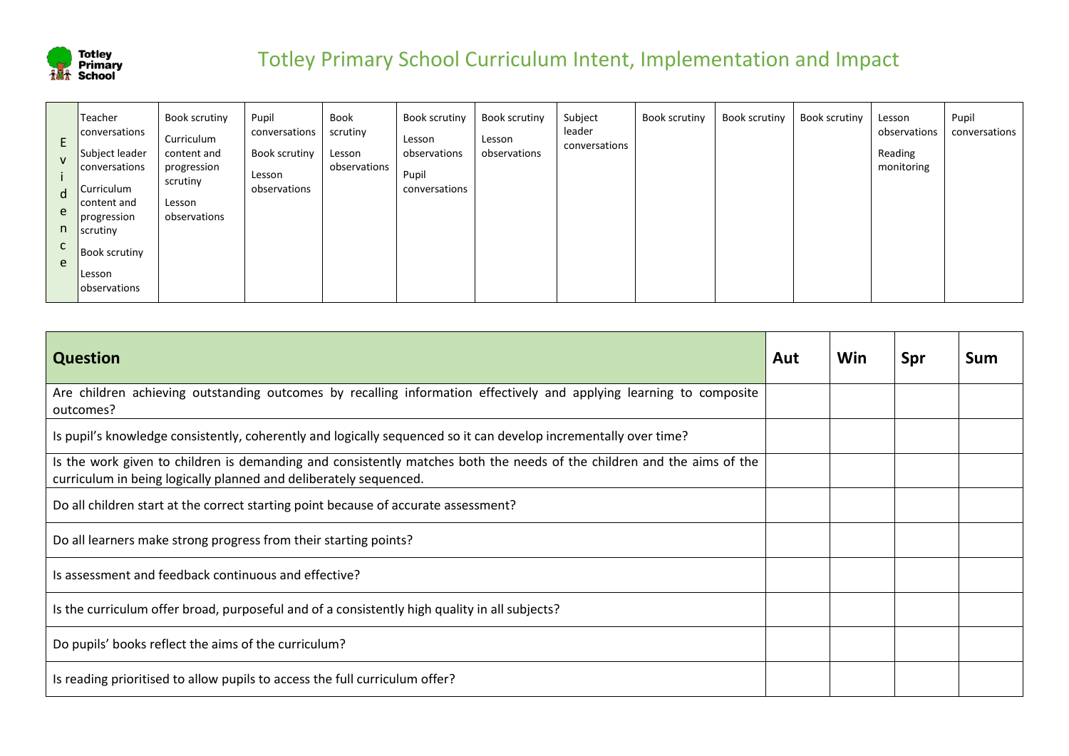# Totley Primary School Curriculum Intent, Implementation and Impact

| Evidence | | | | | | | | | | | | |
|---|---|---|---|---|---|---|---|---|---|---|---|---|
| E v i d e n c e | Teacher conversations<br>Subject leader conversations<br>Curriculum content and progression scrutiny<br>Book scrutiny<br>Lesson observations | Book scrutiny<br>Curriculum content and progression scrutiny<br>Lesson observations | Pupil conversations<br>Book scrutiny<br>Lesson observations | Book scrutiny<br>Lesson observations | Book scrutiny<br>Lesson observations<br>Pupil conversations | Book scrutiny<br>Lesson observations | Subject leader conversations | Book scrutiny | Book scrutiny | Book scrutiny | Lesson observations<br>Reading monitoring | Pupil conversations |

| Question | Aut | Win | Spr | Sum |
|---|---|---|---|---|
| Are children achieving outstanding outcomes by recalling information effectively and applying learning to composite outcomes? | | | | |
| Is pupil's knowledge consistently, coherently and logically sequenced so it can develop incrementally over time? | | | | |
| Is the work given to children is demanding and consistently matches both the needs of the children and the aims of the curriculum in being logically planned and deliberately sequenced. | | | | |
| Do all children start at the correct starting point because of accurate assessment? | | | | |
| Do all learners make strong progress from their starting points? | | | | |
| Is assessment and feedback continuous and effective? | | | | |
| Is the curriculum offer broad, purposeful and of a consistently high quality in all subjects? | | | | |
| Do pupils' books reflect the aims of the curriculum? | | | | |
| Is reading prioritised to allow pupils to access the full curriculum offer? | | | | |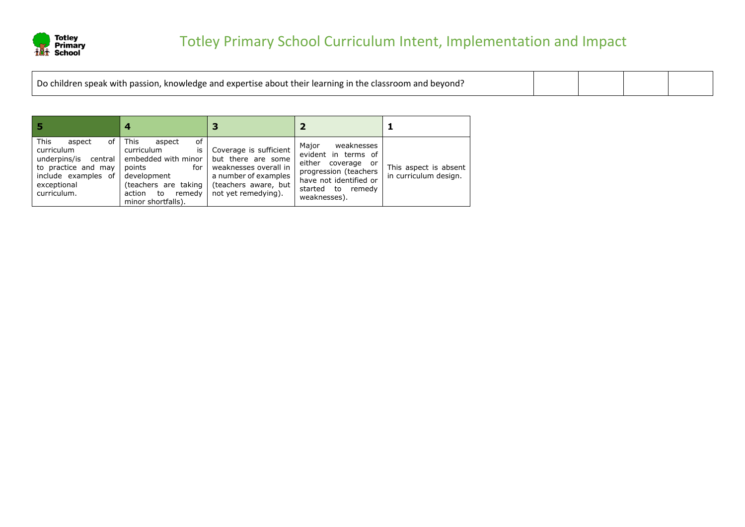# Totley Primary School Curriculum Intent, Implementation and Impact

| Do children speak with passion, knowledge and expertise about their learning in the classroom and beyond? | | | | |
|---|---|---|---|---|

| 5 | 4 | 3 | 2 | 1 |
|---|---|---|---|---|
| This aspect of curriculum underpins/is central to practice and may include examples of exceptional curriculum. | This aspect of curriculum is embedded with minor points for development (teachers are taking action to remedy minor shortfalls). | Coverage is sufficient but there are some weaknesses overall in a number of examples (teachers aware, but not yet remedying). | Major weaknesses evident in terms of either coverage or progression (teachers have not identified or started to remedy weaknesses). | This aspect is absent in curriculum design. |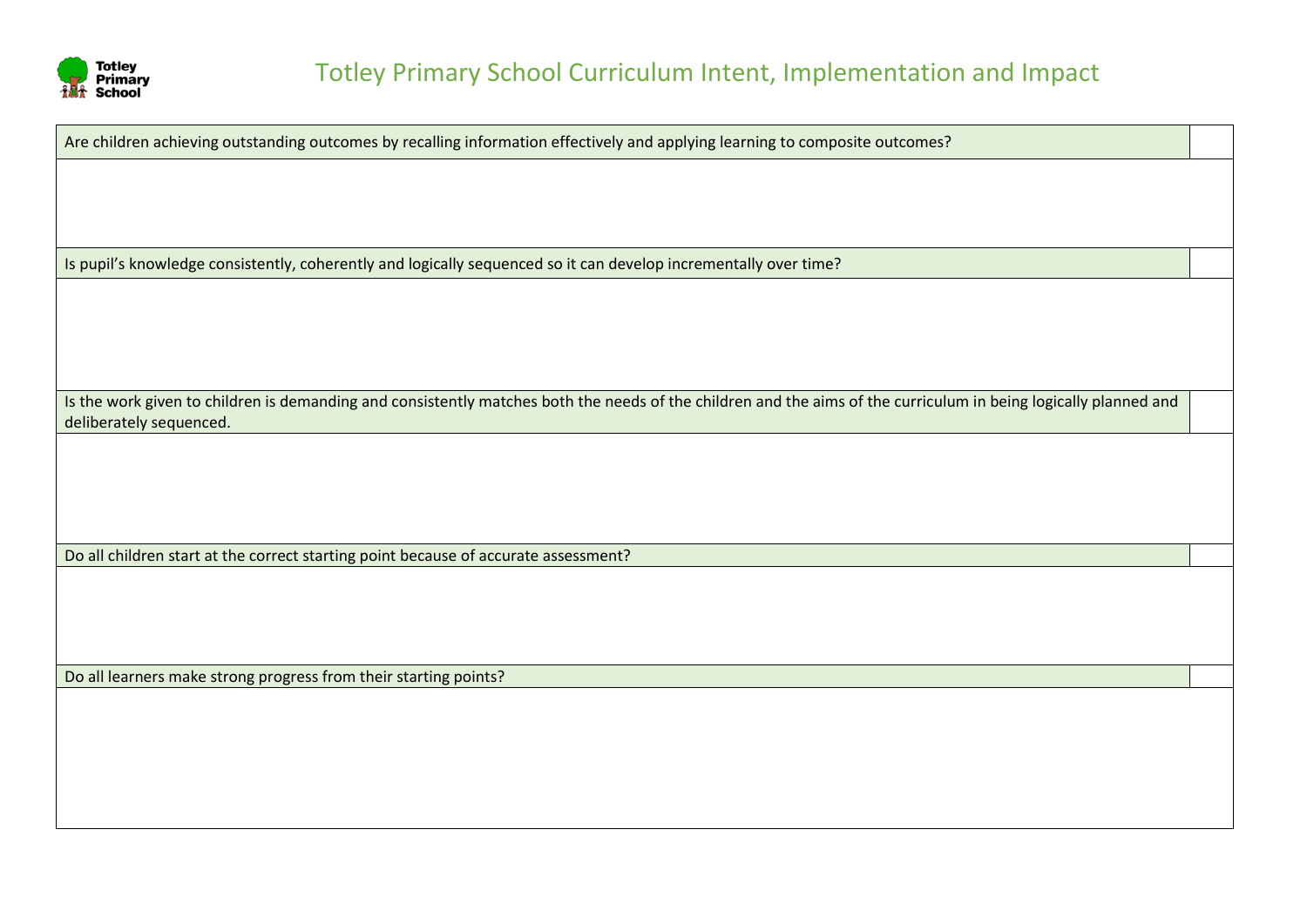# Totley Primary School Curriculum Intent, Implementation and Impact

| Are children achieving outstanding outcomes by recalling information effectively and applying learning to composite outcomes? | |
|---|---|
| | |
| Is pupil's knowledge consistently, coherently and logically sequenced so it can develop incrementally over time? | |
| | |
| Is the work given to children is demanding and consistently matches both the needs of the children and the aims of the curriculum in being logically planned and deliberately sequenced. | |
| | |
| Do all children start at the correct starting point because of accurate assessment? | |
| | |
| Do all learners make strong progress from their starting points? | |
| | |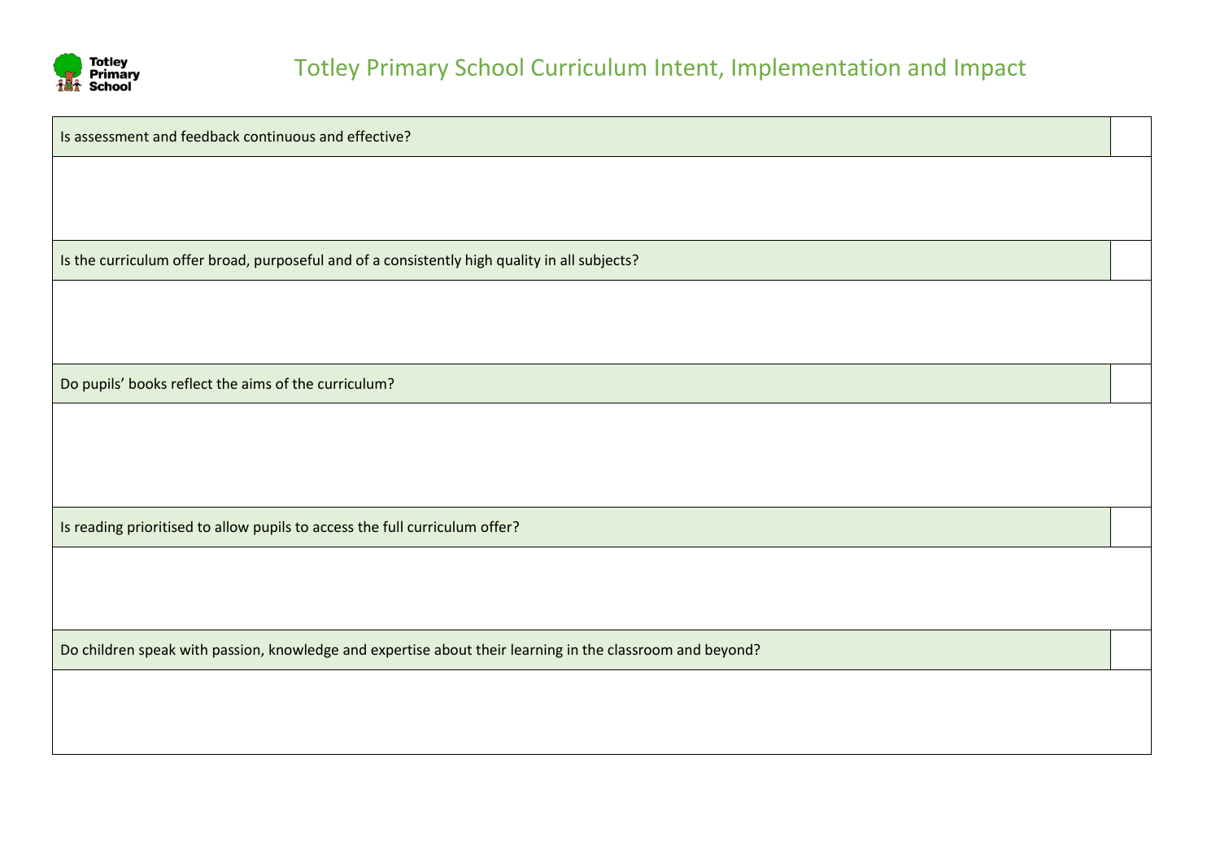# Totley Primary School Curriculum Intent, Implementation and Impact

| Is assessment and feedback continuous and effective? | |
|---|---|
| | |
| **Is the curriculum offer broad, purposeful and of a consistently high quality in all subjects?** | |
| | |
| **Do pupils' books reflect the aims of the curriculum?** | |
| | |
| **Is reading prioritised to allow pupils to access the full curriculum offer?** | |
| | |
| **Do children speak with passion, knowledge and expertise about their learning in the classroom and beyond?** | |
| | |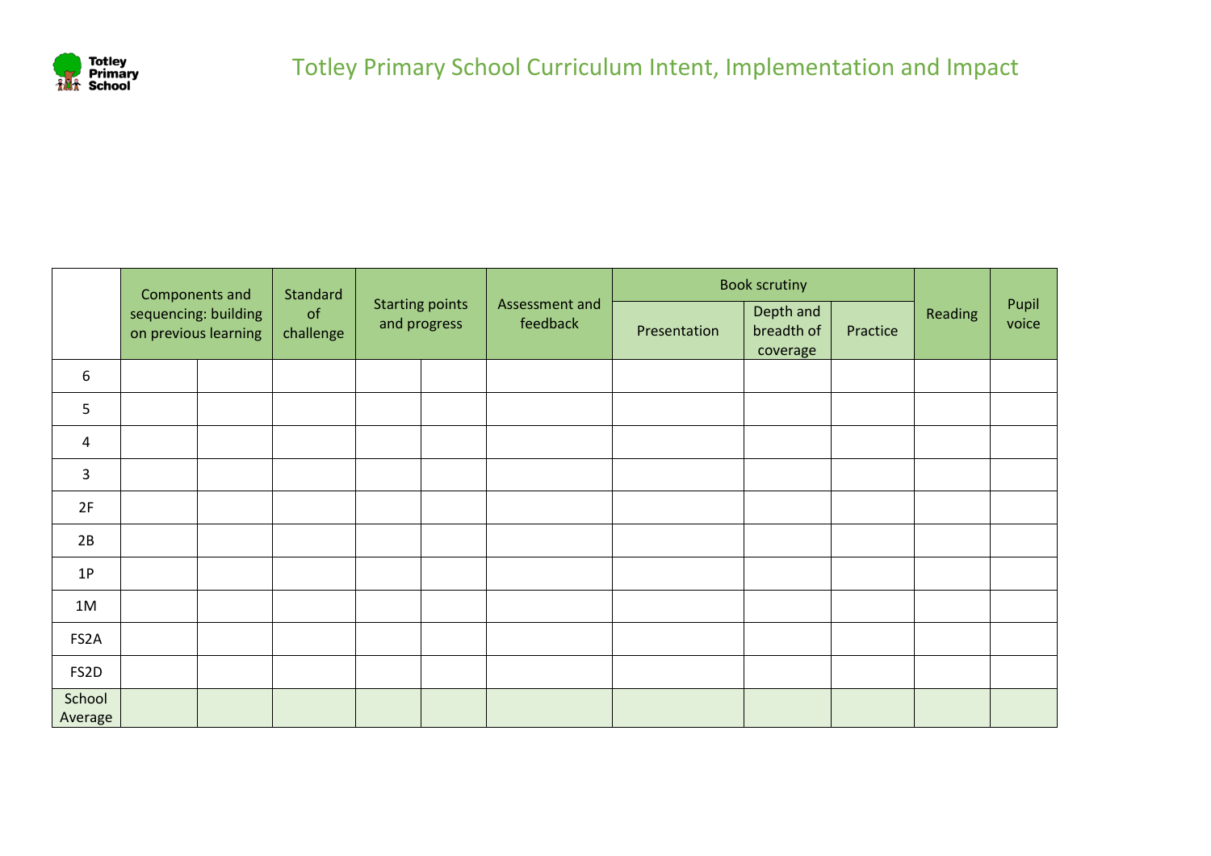# Totley Primary School Curriculum Intent, Implementation and Impact

| | Components and sequencing: building on previous learning | | Standard of challenge | Starting points and progress | | Assessment and feedback | Book scrutiny | | | Reading | Pupil voice |
|---|---|---|---|---|---|---|---|---|---|---|---|
| | | | | | | | Presentation | Depth and breadth of coverage | Practice | | |
| 6 | | | | | | | | | | | |
| 5 | | | | | | | | | | | |
| 4 | | | | | | | | | | | |
| 3 | | | | | | | | | | | |
| 2F | | | | | | | | | | | |
| 2B | | | | | | | | | | | |
| 1P | | | | | | | | | | | |
| 1M | | | | | | | | | | | |
| FS2A | | | | | | | | | | | |
| FS2D | | | | | | | | | | | |
| School Average | | | | | | | | | | | |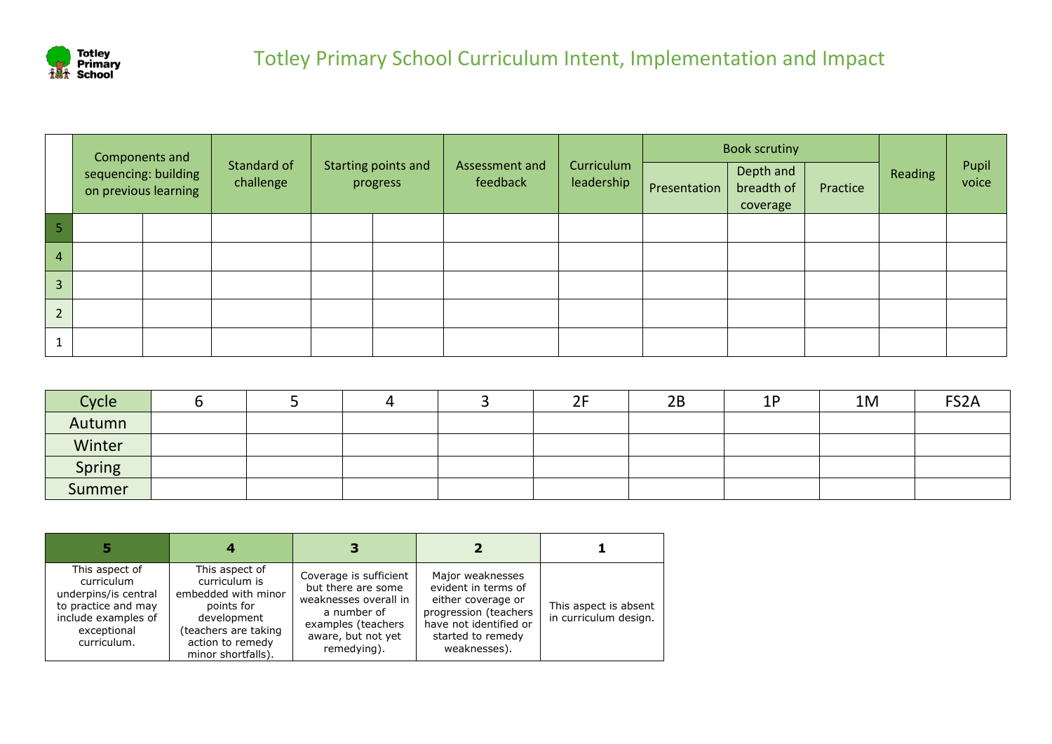Totley Primary School

# Totley Primary School Curriculum Intent, Implementation and Impact

| | Components and sequencing: building on previous learning | | Standard of challenge | Starting points and progress | | Assessment and feedback | Curriculum leadership | Book scrutiny | | | Reading | Pupil voice |
|---|---|---|---|---|---|---|---|---|---|---|---|---|
| | | | | | | | | Presentation | Depth and breadth of coverage | Practice | | |
| 5 | | | | | | | | | | | | |
| 4 | | | | | | | | | | | | |
| 3 | | | | | | | | | | | | |
| 2 | | | | | | | | | | | | |
| 1 | | | | | | | | | | | | |

| Cycle | 6 | 5 | 4 | 3 | 2F | 2B | 1P | 1M | FS2A |
|---|---|---|---|---|---|---|---|---|---|
| Autumn | | | | | | | | | |
| Winter | | | | | | | | | |
| Spring | | | | | | | | | |
| Summer | | | | | | | | | |

| 5 | 4 | 3 | 2 | 1 |
|---|---|---|---|---|
| This aspect of curriculum underpins/is central to practice and may include examples of exceptional curriculum. | This aspect of curriculum is embedded with minor points for development (teachers are taking action to remedy minor shortfalls). | Coverage is sufficient but there are some weaknesses overall in a number of examples (teachers aware, but not yet remedying). | Major weaknesses evident in terms of either coverage or progression (teachers have not identified or started to remedy weaknesses). | This aspect is absent in curriculum design. |